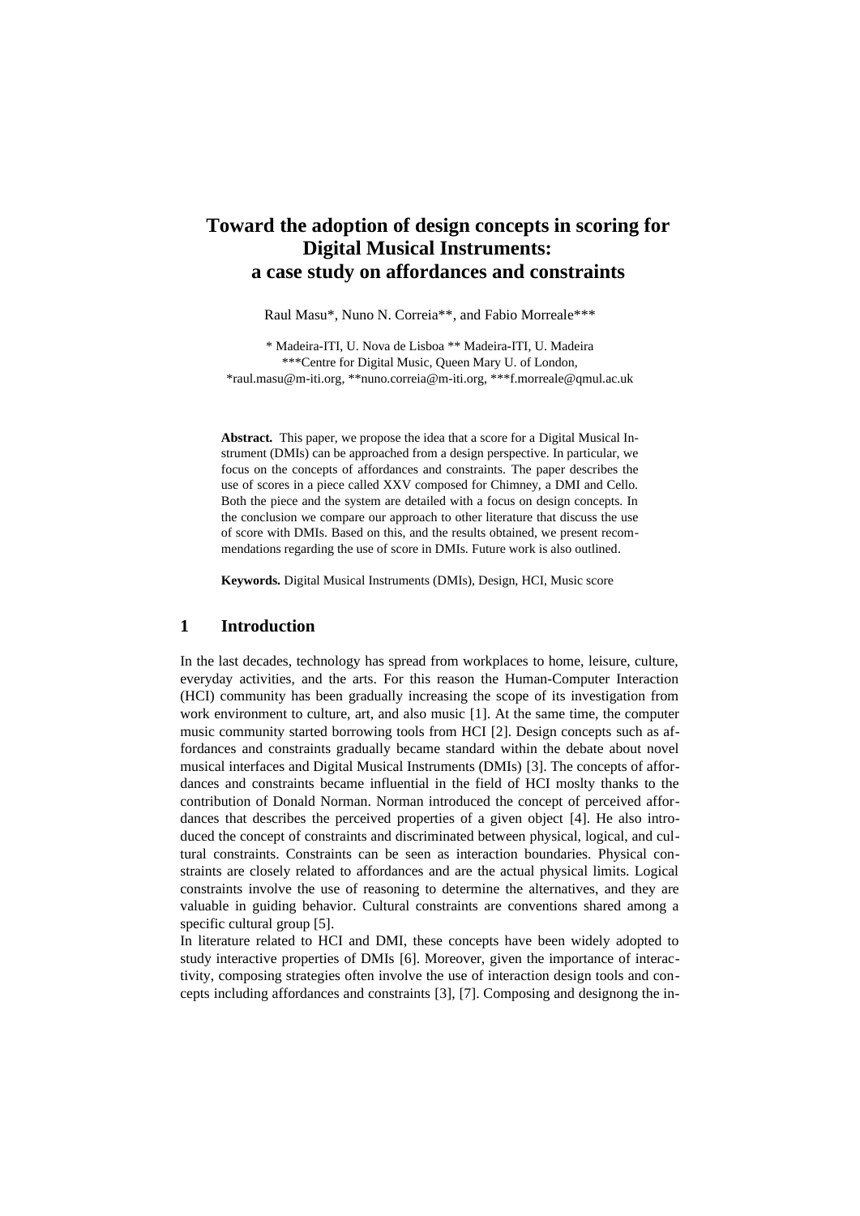# Toward the adoption of design concepts in scoring for Digital Musical Instruments: a case study on affordances and constraints

Raul Masu*, Nuno N. Correia**, and Fabio Morreale***

\* Madeira-ITI, U. Nova de Lisboa ** Madeira-ITI, U. Madeira
***Centre for Digital Music, Queen Mary U. of London,
*raul.masu@m-iti.org, **nuno.correia@m-iti.org, ***f.morreale@qmul.ac.uk

**Abstract.** This paper, we propose the idea that a score for a Digital Musical Instrument (DMIs) can be approached from a design perspective. In particular, we focus on the concepts of affordances and constraints. The paper describes the use of scores in a piece called XXV composed for Chimney, a DMI and Cello. Both the piece and the system are detailed with a focus on design concepts. In the conclusion we compare our approach to other literature that discuss the use of score with DMIs. Based on this, and the results obtained, we present recommendations regarding the use of score in DMIs. Future work is also outlined.

**Keywords.** Digital Musical Instruments (DMIs), Design, HCI, Music score

## 1 Introduction

In the last decades, technology has spread from workplaces to home, leisure, culture, everyday activities, and the arts. For this reason the Human-Computer Interaction (HCI) community has been gradually increasing the scope of its investigation from work environment to culture, art, and also music [1]. At the same time, the computer music community started borrowing tools from HCI [2]. Design concepts such as affordances and constraints gradually became standard within the debate about novel musical interfaces and Digital Musical Instruments (DMIs) [3]. The concepts of affordances and constraints became influential in the field of HCI moslty thanks to the contribution of Donald Norman. Norman introduced the concept of perceived affordances that describes the perceived properties of a given object [4]. He also introduced the concept of constraints and discriminated between physical, logical, and cultural constraints. Constraints can be seen as interaction boundaries. Physical constraints are closely related to affordances and are the actual physical limits. Logical constraints involve the use of reasoning to determine the alternatives, and they are valuable in guiding behavior. Cultural constraints are conventions shared among a specific cultural group [5].

In literature related to HCI and DMI, these concepts have been widely adopted to study interactive properties of DMIs [6]. Moreover, given the importance of interactivity, composing strategies often involve the use of interaction design tools and concepts including affordances and constraints [3], [7]. Composing and designong the in-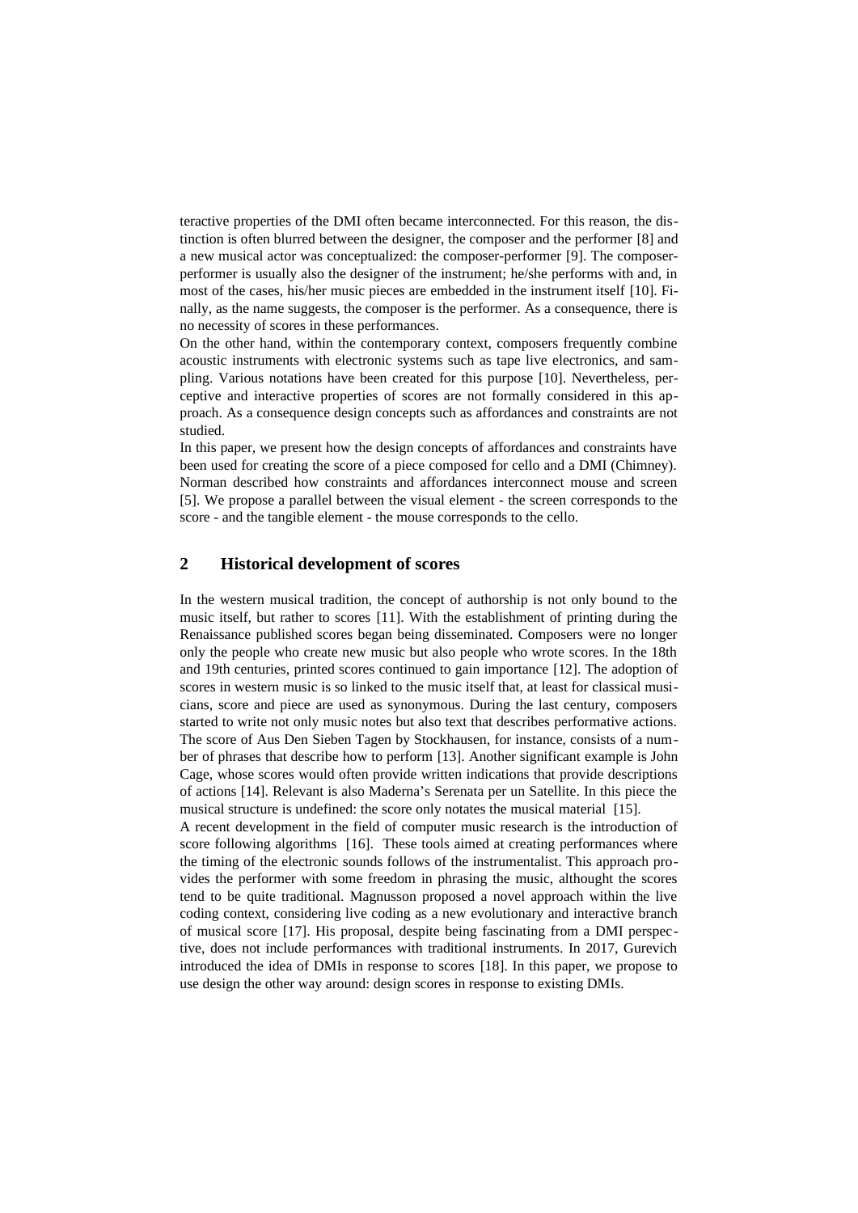teractive properties of the DMI often became interconnected. For this reason, the distinction is often blurred between the designer, the composer and the performer [8] and a new musical actor was conceptualized: the composer-performer [9]. The composer-performer is usually also the designer of the instrument; he/she performs with and, in most of the cases, his/her music pieces are embedded in the instrument itself [10]. Finally, as the name suggests, the composer is the performer. As a consequence, there is no necessity of scores in these performances.

On the other hand, within the contemporary context, composers frequently combine acoustic instruments with electronic systems such as tape live electronics, and sampling. Various notations have been created for this purpose [10]. Nevertheless, perceptive and interactive properties of scores are not formally considered in this approach. As a consequence design concepts such as affordances and constraints are not studied.

In this paper, we present how the design concepts of affordances and constraints have been used for creating the score of a piece composed for cello and a DMI (Chimney). Norman described how constraints and affordances interconnect mouse and screen [5]. We propose a parallel between the visual element - the screen corresponds to the score - and the tangible element - the mouse corresponds to the cello.

## 2 Historical development of scores

In the western musical tradition, the concept of authorship is not only bound to the music itself, but rather to scores [11]. With the establishment of printing during the Renaissance published scores began being disseminated. Composers were no longer only the people who create new music but also people who wrote scores. In the 18th and 19th centuries, printed scores continued to gain importance [12]. The adoption of scores in western music is so linked to the music itself that, at least for classical musicians, score and piece are used as synonymous. During the last century, composers started to write not only music notes but also text that describes performative actions. The score of Aus Den Sieben Tagen by Stockhausen, for instance, consists of a number of phrases that describe how to perform [13]. Another significant example is John Cage, whose scores would often provide written indications that provide descriptions of actions [14]. Relevant is also Maderna's Serenata per un Satellite. In this piece the musical structure is undefined: the score only notates the musical material [15].

A recent development in the field of computer music research is the introduction of score following algorithms [16]. These tools aimed at creating performances where the timing of the electronic sounds follows of the instrumentalist. This approach provides the performer with some freedom in phrasing the music, althought the scores tend to be quite traditional. Magnusson proposed a novel approach within the live coding context, considering live coding as a new evolutionary and interactive branch of musical score [17]. His proposal, despite being fascinating from a DMI perspective, does not include performances with traditional instruments. In 2017, Gurevich introduced the idea of DMIs in response to scores [18]. In this paper, we propose to use design the other way around: design scores in response to existing DMIs.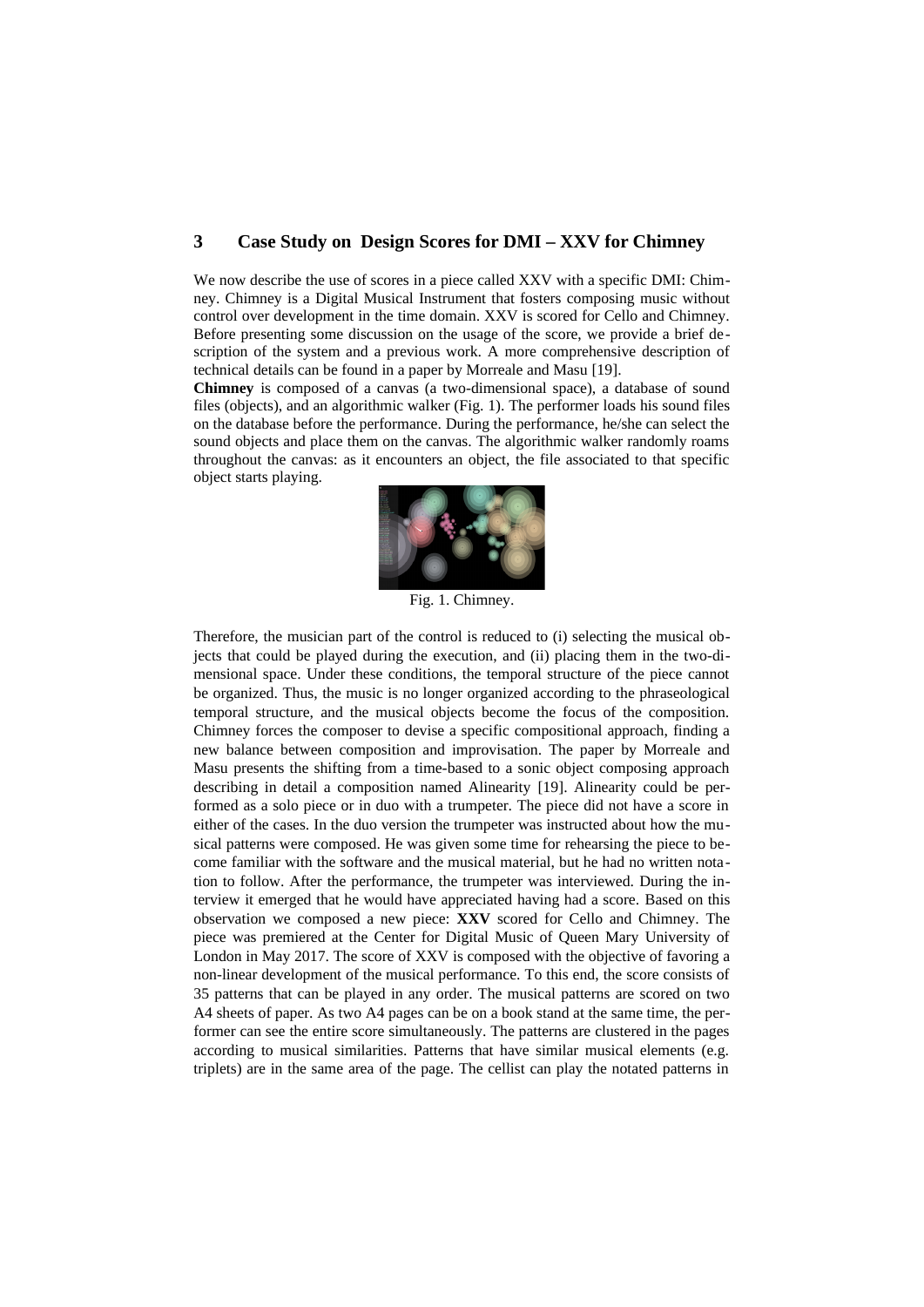## 3 Case Study on Design Scores for DMI – XXV for Chimney

We now describe the use of scores in a piece called XXV with a specific DMI: Chimney. Chimney is a Digital Musical Instrument that fosters composing music without control over development in the time domain. XXV is scored for Cello and Chimney. Before presenting some discussion on the usage of the score, we provide a brief description of the system and a previous work. A more comprehensive description of technical details can be found in a paper by Morreale and Masu [19].

**Chimney** is composed of a canvas (a two-dimensional space), a database of sound files (objects), and an algorithmic walker (Fig. 1). The performer loads his sound files on the database before the performance. During the performance, he/she can select the sound objects and place them on the canvas. The algorithmic walker randomly roams throughout the canvas: as it encounters an object, the file associated to that specific object starts playing.

Fig. 1. Chimney.

Therefore, the musician part of the control is reduced to (i) selecting the musical objects that could be played during the execution, and (ii) placing them in the two-dimensional space. Under these conditions, the temporal structure of the piece cannot be organized. Thus, the music is no longer organized according to the phraseological temporal structure, and the musical objects become the focus of the composition. Chimney forces the composer to devise a specific compositional approach, finding a new balance between composition and improvisation. The paper by Morreale and Masu presents the shifting from a time-based to a sonic object composing approach describing in detail a composition named Alinearity [19]. Alinearity could be performed as a solo piece or in duo with a trumpeter. The piece did not have a score in either of the cases. In the duo version the trumpeter was instructed about how the musical patterns were composed. He was given some time for rehearsing the piece to become familiar with the software and the musical material, but he had no written notation to follow. After the performance, the trumpeter was interviewed. During the interview it emerged that he would have appreciated having had a score. Based on this observation we composed a new piece: **XXV** scored for Cello and Chimney. The piece was premiered at the Center for Digital Music of Queen Mary University of London in May 2017. The score of XXV is composed with the objective of favoring a non-linear development of the musical performance. To this end, the score consists of 35 patterns that can be played in any order. The musical patterns are scored on two A4 sheets of paper. As two A4 pages can be on a book stand at the same time, the performer can see the entire score simultaneously. The patterns are clustered in the pages according to musical similarities. Patterns that have similar musical elements (e.g. triplets) are in the same area of the page. The cellist can play the notated patterns in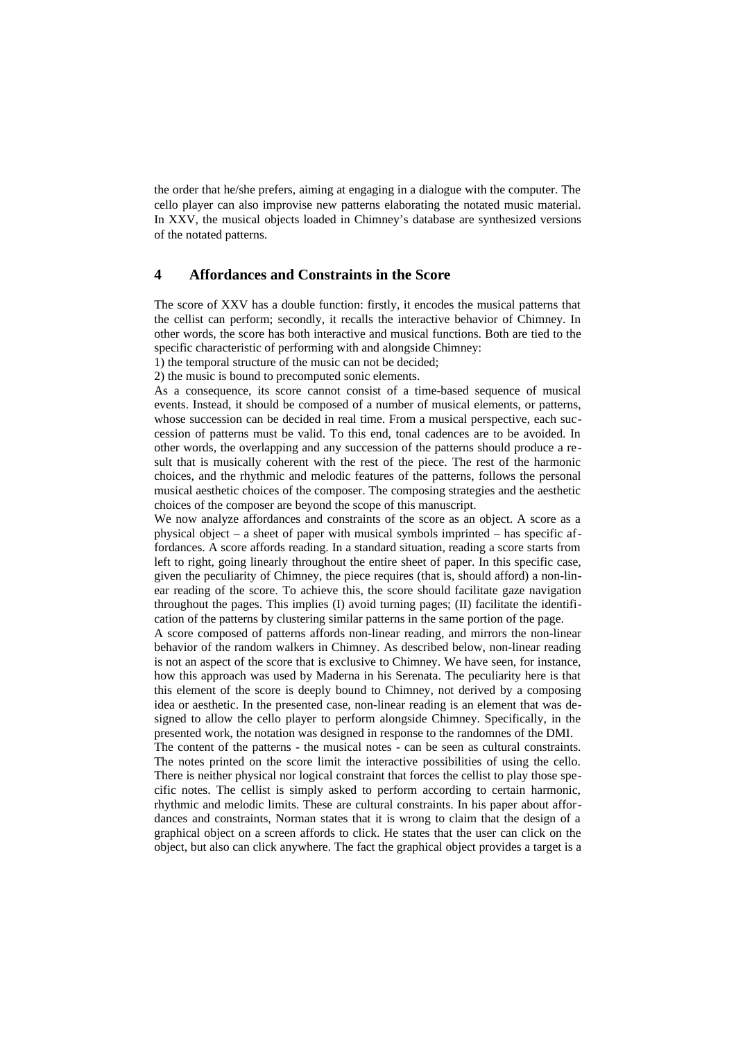the order that he/she prefers, aiming at engaging in a dialogue with the computer. The cello player can also improvise new patterns elaborating the notated music material. In XXV, the musical objects loaded in Chimney's database are synthesized versions of the notated patterns.

## 4 Affordances and Constraints in the Score

The score of XXV has a double function: firstly, it encodes the musical patterns that the cellist can perform; secondly, it recalls the interactive behavior of Chimney. In other words, the score has both interactive and musical functions. Both are tied to the specific characteristic of performing with and alongside Chimney:

1) the temporal structure of the music can not be decided;
2) the music is bound to precomputed sonic elements.

As a consequence, its score cannot consist of a time-based sequence of musical events. Instead, it should be composed of a number of musical elements, or patterns, whose succession can be decided in real time. From a musical perspective, each succession of patterns must be valid. To this end, tonal cadences are to be avoided. In other words, the overlapping and any succession of the patterns should produce a result that is musically coherent with the rest of the piece. The rest of the harmonic choices, and the rhythmic and melodic features of the patterns, follows the personal musical aesthetic choices of the composer. The composing strategies and the aesthetic choices of the composer are beyond the scope of this manuscript.

We now analyze affordances and constraints of the score as an object. A score as a physical object – a sheet of paper with musical symbols imprinted – has specific affordances. A score affords reading. In a standard situation, reading a score starts from left to right, going linearly throughout the entire sheet of paper. In this specific case, given the peculiarity of Chimney, the piece requires (that is, should afford) a non-linear reading of the score. To achieve this, the score should facilitate gaze navigation throughout the pages. This implies (I) avoid turning pages; (II) facilitate the identification of the patterns by clustering similar patterns in the same portion of the page.

A score composed of patterns affords non-linear reading, and mirrors the non-linear behavior of the random walkers in Chimney. As described below, non-linear reading is not an aspect of the score that is exclusive to Chimney. We have seen, for instance, how this approach was used by Maderna in his Serenata. The peculiarity here is that this element of the score is deeply bound to Chimney, not derived by a composing idea or aesthetic. In the presented case, non-linear reading is an element that was designed to allow the cello player to perform alongside Chimney. Specifically, in the presented work, the notation was designed in response to the randomnes of the DMI.

The content of the patterns - the musical notes - can be seen as cultural constraints. The notes printed on the score limit the interactive possibilities of using the cello. There is neither physical nor logical constraint that forces the cellist to play those specific notes. The cellist is simply asked to perform according to certain harmonic, rhythmic and melodic limits. These are cultural constraints. In his paper about affordances and constraints, Norman states that it is wrong to claim that the design of a graphical object on a screen affords to click. He states that the user can click on the object, but also can click anywhere. The fact the graphical object provides a target is a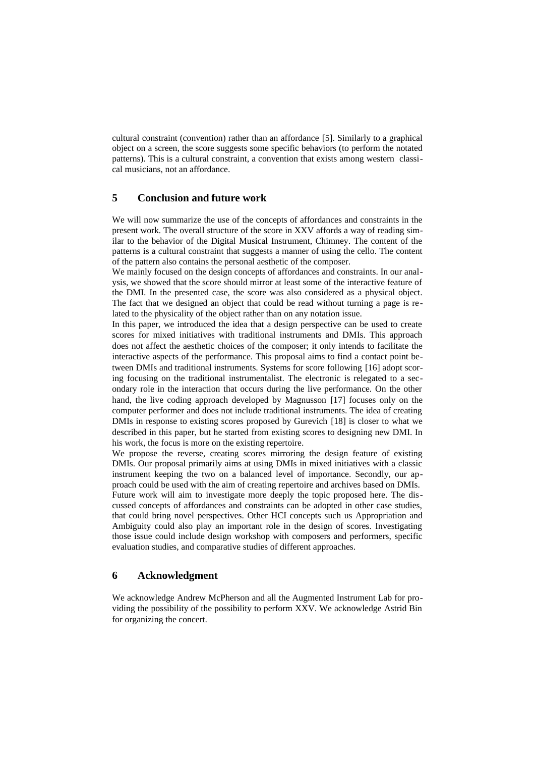cultural constraint (convention) rather than an affordance [5]. Similarly to a graphical object on a screen, the score suggests some specific behaviors (to perform the notated patterns). This is a cultural constraint, a convention that exists among western classical musicians, not an affordance.

## 5 Conclusion and future work

We will now summarize the use of the concepts of affordances and constraints in the present work. The overall structure of the score in XXV affords a way of reading similar to the behavior of the Digital Musical Instrument, Chimney. The content of the patterns is a cultural constraint that suggests a manner of using the cello. The content of the pattern also contains the personal aesthetic of the composer.

We mainly focused on the design concepts of affordances and constraints. In our analysis, we showed that the score should mirror at least some of the interactive feature of the DMI. In the presented case, the score was also considered as a physical object. The fact that we designed an object that could be read without turning a page is related to the physicality of the object rather than on any notation issue.

In this paper, we introduced the idea that a design perspective can be used to create scores for mixed initiatives with traditional instruments and DMIs. This approach does not affect the aesthetic choices of the composer; it only intends to facilitate the interactive aspects of the performance. This proposal aims to find a contact point between DMIs and traditional instruments. Systems for score following [16] adopt scoring focusing on the traditional instrumentalist. The electronic is relegated to a secondary role in the interaction that occurs during the live performance. On the other hand, the live coding approach developed by Magnusson [17] focuses only on the computer performer and does not include traditional instruments. The idea of creating DMIs in response to existing scores proposed by Gurevich [18] is closer to what we described in this paper, but he started from existing scores to designing new DMI. In his work, the focus is more on the existing repertoire.

We propose the reverse, creating scores mirroring the design feature of existing DMIs. Our proposal primarily aims at using DMIs in mixed initiatives with a classic instrument keeping the two on a balanced level of importance. Secondly, our approach could be used with the aim of creating repertoire and archives based on DMIs.

Future work will aim to investigate more deeply the topic proposed here. The discussed concepts of affordances and constraints can be adopted in other case studies, that could bring novel perspectives. Other HCI concepts such us Appropriation and Ambiguity could also play an important role in the design of scores. Investigating those issue could include design workshop with composers and performers, specific evaluation studies, and comparative studies of different approaches.

## 6 Acknowledgment

We acknowledge Andrew McPherson and all the Augmented Instrument Lab for providing the possibility of the possibility to perform XXV. We acknowledge Astrid Bin for organizing the concert.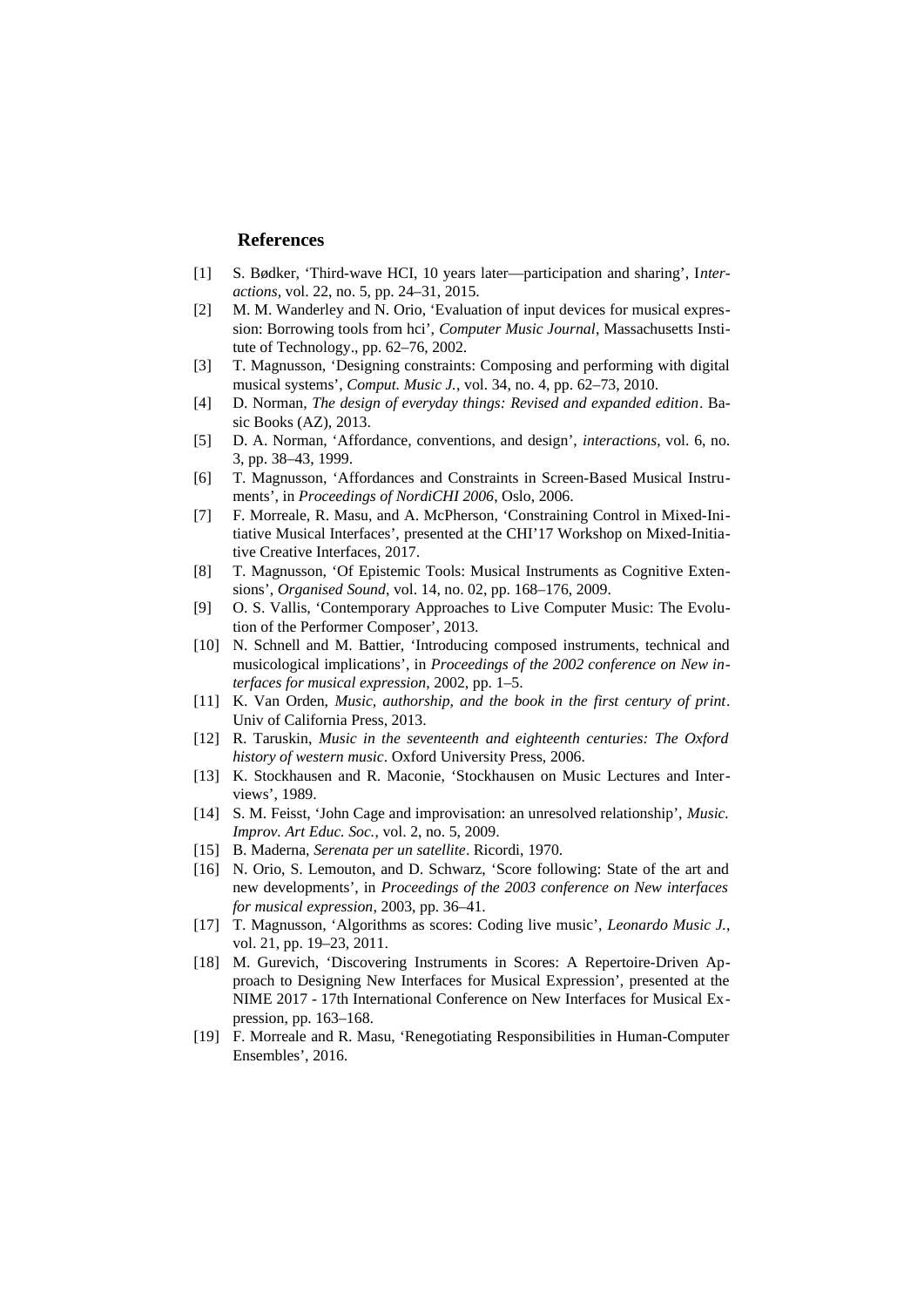## References

[1] S. Bødker, 'Third-wave HCI, 10 years later—participation and sharing', I*nteractions*, vol. 22, no. 5, pp. 24–31, 2015.

[2] M. M. Wanderley and N. Orio, 'Evaluation of input devices for musical expression: Borrowing tools from hci', *Computer Music Journal*, Massachusetts Institute of Technology., pp. 62–76, 2002.

[3] T. Magnusson, 'Designing constraints: Composing and performing with digital musical systems', *Comput. Music J.*, vol. 34, no. 4, pp. 62–73, 2010.

[4] D. Norman, *The design of everyday things: Revised and expanded edition*. Basic Books (AZ), 2013.

[5] D. A. Norman, 'Affordance, conventions, and design', *interactions*, vol. 6, no. 3, pp. 38–43, 1999.

[6] T. Magnusson, 'Affordances and Constraints in Screen-Based Musical Instruments', in *Proceedings of NordiCHI 2006*, Oslo, 2006.

[7] F. Morreale, R. Masu, and A. McPherson, 'Constraining Control in Mixed-Initiative Musical Interfaces', presented at the CHI'17 Workshop on Mixed-Initiative Creative Interfaces, 2017.

[8] T. Magnusson, 'Of Epistemic Tools: Musical Instruments as Cognitive Extensions', *Organised Sound*, vol. 14, no. 02, pp. 168–176, 2009.

[9] O. S. Vallis, 'Contemporary Approaches to Live Computer Music: The Evolution of the Performer Composer', 2013.

[10] N. Schnell and M. Battier, 'Introducing composed instruments, technical and musicological implications', in *Proceedings of the 2002 conference on New interfaces for musical expression*, 2002, pp. 1–5.

[11] K. Van Orden, *Music, authorship, and the book in the first century of print*. Univ of California Press, 2013.

[12] R. Taruskin, *Music in the seventeenth and eighteenth centuries: The Oxford history of western music*. Oxford University Press, 2006.

[13] K. Stockhausen and R. Maconie, 'Stockhausen on Music Lectures and Interviews', 1989.

[14] S. M. Feisst, 'John Cage and improvisation: an unresolved relationship', *Music. Improv. Art Educ. Soc.*, vol. 2, no. 5, 2009.

[15] B. Maderna, *Serenata per un satellite*. Ricordi, 1970.

[16] N. Orio, S. Lemouton, and D. Schwarz, 'Score following: State of the art and new developments', in *Proceedings of the 2003 conference on New interfaces for musical expression*, 2003, pp. 36–41.

[17] T. Magnusson, 'Algorithms as scores: Coding live music', *Leonardo Music J.*, vol. 21, pp. 19–23, 2011.

[18] M. Gurevich, 'Discovering Instruments in Scores: A Repertoire-Driven Approach to Designing New Interfaces for Musical Expression', presented at the NIME 2017 - 17th International Conference on New Interfaces for Musical Expression, pp. 163–168.

[19] F. Morreale and R. Masu, 'Renegotiating Responsibilities in Human-Computer Ensembles', 2016.